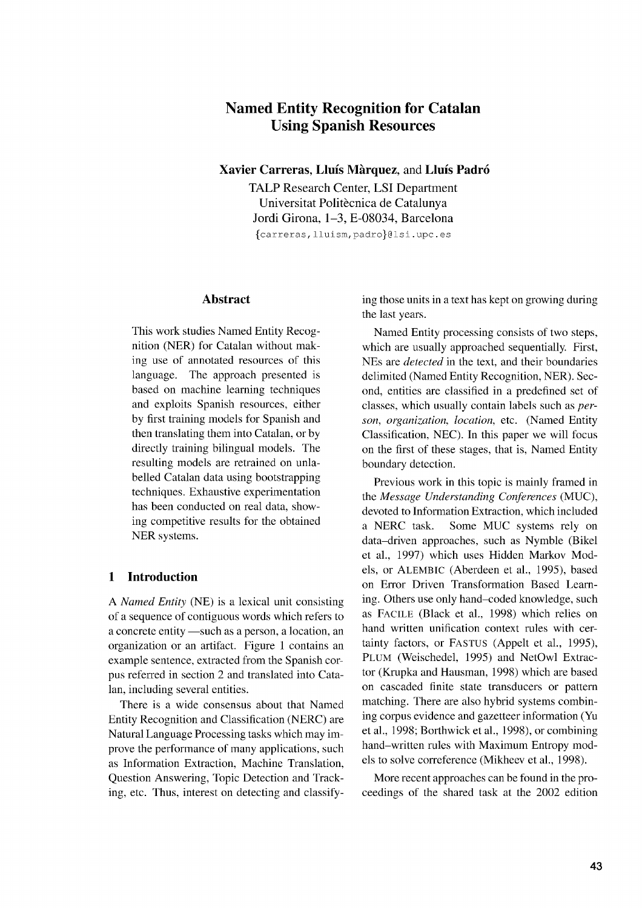# Named Entity Recognition for Catalan Using Spanish Resources

**Xavier Carreras, Lluís Màrquez, and Lluís Padró**

TALP Research Center, LSI Department
Universitat Politècnica de Catalunya
Jordi Girona, 1–3, E-08034, Barcelona
{carreras,lluism,padro}@lsi.upc.es

## Abstract

This work studies Named Entity Recognition (NER) for Catalan without making use of annotated resources of this language. The approach presented is based on machine learning techniques and exploits Spanish resources, either by first training models for Spanish and then translating them into Catalan, or by directly training bilingual models. The resulting models are retrained on unlabelled Catalan data using bootstrapping techniques. Exhaustive experimentation has been conducted on real data, showing competitive results for the obtained NER systems.

## 1 Introduction

A *Named Entity* (NE) is a lexical unit consisting of a sequence of contiguous words which refers to a concrete entity —such as a person, a location, an organization or an artifact. Figure 1 contains an example sentence, extracted from the Spanish corpus referred in section 2 and translated into Catalan, including several entities.

There is a wide consensus about that Named Entity Recognition and Classification (NERC) are Natural Language Processing tasks which may improve the performance of many applications, such as Information Extraction, Machine Translation, Question Answering, Topic Detection and Tracking, etc. Thus, interest on detecting and classifying those units in a text has kept on growing during the last years.

Named Entity processing consists of two steps, which are usually approached sequentially. First, NEs are *detected* in the text, and their boundaries delimited (Named Entity Recognition, NER). Second, entities are classified in a predefined set of classes, which usually contain labels such as *person, organization, location,* etc. (Named Entity Classification, NEC). In this paper we will focus on the first of these stages, that is, Named Entity boundary detection.

Previous work in this topic is mainly framed in the *Message Understanding Conferences* (MUC), devoted to Information Extraction, which included a NERC task. Some MUC systems rely on data–driven approaches, such as Nymble (Bikel et al., 1997) which uses Hidden Markov Models, or ALEMBIC (Aberdeen et al., 1995), based on Error Driven Transformation Based Learning. Others use only hand–coded knowledge, such as FACILE (Black et al., 1998) which relies on hand written unification context rules with certainty factors, or FASTUS (Appelt et al., 1995), PLUM (Weischedel, 1995) and NetOwl Extractor (Krupka and Hausman, 1998) which are based on cascaded finite state transducers or pattern matching. There are also hybrid systems combining corpus evidence and gazetteer information (Yu et al., 1998; Borthwick et al., 1998), or combining hand–written rules with Maximum Entropy models to solve correference (Mikheev et al., 1998).

More recent approaches can be found in the proceedings of the shared task at the 2002 edition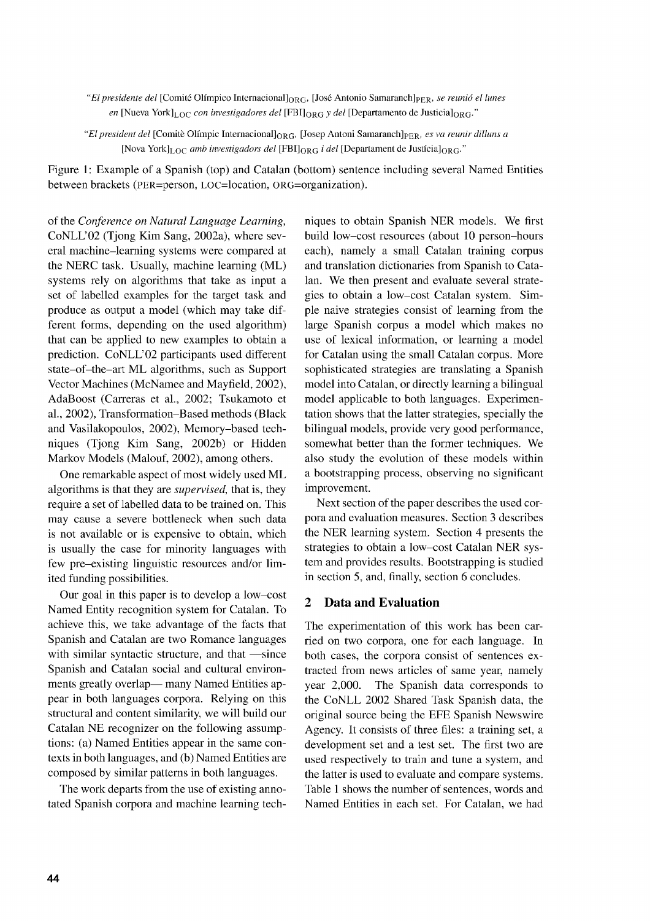*"El presidente del* [Comité Olímpico Internacional]$_{ORG}$, [José Antonio Samaranch]$_{PER}$, *se reunió el lunes en* [Nueva York]$_{LOC}$ *con investigadores del* [FBI]$_{ORG}$ *y del* [Departamento de Justicia]$_{ORG}$."

*"El president del* [Comitè Olímpic Internacional]$_{ORG}$, [Josep Antoni Samaranch]$_{PER}$, *es va reunir dilluns a* [Nova York]$_{LOC}$ *amb investigadors del* [FBI]$_{ORG}$ *i del* [Departament de Justícia]$_{ORG}$."

Figure 1: Example of a Spanish (top) and Catalan (bottom) sentence including several Named Entities between brackets (PER=person, LOC=location, ORG=organization).

of the *Conference on Natural Language Learning*, CoNLL'02 (Tjong Kim Sang, 2002a), where several machine–learning systems were compared at the NERC task. Usually, machine learning (ML) systems rely on algorithms that take as input a set of labelled examples for the target task and produce as output a model (which may take different forms, depending on the used algorithm) that can be applied to new examples to obtain a prediction. CoNLL'02 participants used different state–of–the–art ML algorithms, such as Support Vector Machines (McNamee and Mayfield, 2002), AdaBoost (Carreras et al., 2002; Tsukamoto et al., 2002), Transformation–Based methods (Black and Vasilakopoulos, 2002), Memory–based techniques (Tjong Kim Sang, 2002b) or Hidden Markov Models (Malouf, 2002), among others.

One remarkable aspect of most widely used ML algorithms is that they are *supervised*, that is, they require a set of labelled data to be trained on. This may cause a severe bottleneck when such data is not available or is expensive to obtain, which is usually the case for minority languages with few pre–existing linguistic resources and/or limited funding possibilities.

Our goal in this paper is to develop a low–cost Named Entity recognition system for Catalan. To achieve this, we take advantage of the facts that Spanish and Catalan are two Romance languages with similar syntactic structure, and that —since Spanish and Catalan social and cultural environments greatly overlap— many Named Entities appear in both languages corpora. Relying on this structural and content similarity, we will build our Catalan NE recognizer on the following assumptions: (a) Named Entities appear in the same contexts in both languages, and (b) Named Entities are composed by similar patterns in both languages.

The work departs from the use of existing annotated Spanish corpora and machine learning techniques to obtain Spanish NER models. We first build low–cost resources (about 10 person–hours each), namely a small Catalan training corpus and translation dictionaries from Spanish to Catalan. We then present and evaluate several strategies to obtain a low–cost Catalan system. Simple naive strategies consist of learning from the large Spanish corpus a model which makes no use of lexical information, or learning a model for Catalan using the small Catalan corpus. More sophisticated strategies are translating a Spanish model into Catalan, or directly learning a bilingual model applicable to both languages. Experimentation shows that the latter strategies, specially the bilingual models, provide very good performance, somewhat better than the former techniques. We also study the evolution of these models within a bootstrapping process, observing no significant improvement.

Next section of the paper describes the used corpora and evaluation measures. Section 3 describes the NER learning system. Section 4 presents the strategies to obtain a low–cost Catalan NER system and provides results. Bootstrapping is studied in section 5, and, finally, section 6 concludes.

## 2 Data and Evaluation

The experimentation of this work has been carried on two corpora, one for each language. In both cases, the corpora consist of sentences extracted from news articles of same year, namely year 2,000. The Spanish data corresponds to the CoNLL 2002 Shared Task Spanish data, the original source being the EFE Spanish Newswire Agency. It consists of three files: a training set, a development set and a test set. The first two are used respectively to train and tune a system, and the latter is used to evaluate and compare systems. Table 1 shows the number of sentences, words and Named Entities in each set. For Catalan, we had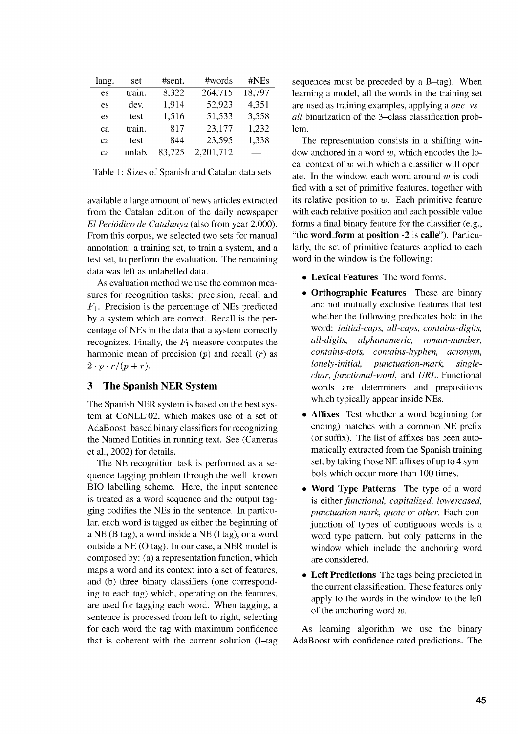| lang. | set | #sent. | #words | #NEs |
|---|---|---|---|---|
| es | train. | 8,322 | 264,715 | 18,797 |
| es | dev. | 1,914 | 52,923 | 4,351 |
| es | test | 1,516 | 51,533 | 3,558 |
| ca | train. | 817 | 23,177 | 1,232 |
| ca | test | 844 | 23,595 | 1,338 |
| ca | unlab. | 83,725 | 2,201,712 | — |

Table 1: Sizes of Spanish and Catalan data sets

available a large amount of news articles extracted from the Catalan edition of the daily newspaper *El Periódico de Catalunya* (also from year 2,000). From this corpus, we selected two sets for manual annotation: a training set, to train a system, and a test set, to perform the evaluation. The remaining data was left as unlabelled data.

As evaluation method we use the common measures for recognition tasks: precision, recall and $F_1$. Precision is the percentage of NEs predicted by a system which are correct. Recall is the percentage of NEs in the data that a system correctly recognizes. Finally, the $F_1$ measure computes the harmonic mean of precision ($p$) and recall ($r$) as $2 \cdot p \cdot r/(p+r)$.

## 3 The Spanish NER System

The Spanish NER system is based on the best system at CoNLL'02, which makes use of a set of AdaBoost–based binary classifiers for recognizing the Named Entities in running text. See (Carreras et al., 2002) for details.

The NE recognition task is performed as a sequence tagging problem through the well–known BIO labelling scheme. Here, the input sentence is treated as a word sequence and the output tagging codifies the NEs in the sentence. In particular, each word is tagged as either the beginning of a NE (B tag), a word inside a NE (I tag), or a word outside a NE (O tag). In our case, a NER model is composed by: (a) a representation function, which maps a word and its context into a set of features, and (b) three binary classifiers (one corresponding to each tag) which, operating on the features, are used for tagging each word. When tagging, a sentence is processed from left to right, selecting for each word the tag with maximum confidence that is coherent with the current solution (I–tag sequences must be preceded by a B–tag). When learning a model, all the words in the training set are used as training examples, applying a *one–vs–all* binarization of the 3–class classification problem.

The representation consists in a shifting window anchored in a word $w$, which encodes the local context of $w$ with which a classifier will operate. In the window, each word around $w$ is codified with a set of primitive features, together with its relative position to $w$. Each primitive feature with each relative position and each possible value forms a final binary feature for the classifier (e.g., "the **word_form** at **position -2** is **calle**"). Particularly, the set of primitive features applied to each word in the window is the following:

- **Lexical Features** The word forms.
- **Orthographic Features** These are binary and not mutually exclusive features that test whether the following predicates hold in the word: *initial-caps, all-caps, contains-digits, all-digits, alphanumeric, roman-number, contains-dots, contains-hyphen, acronym, lonely-initial, punctuation-mark, single-char, functional-word,* and *URL*. Functional words are determiners and prepositions which typically appear inside NEs.
- **Affixes** Test whether a word beginning (or ending) matches with a common NE prefix (or suffix). The list of affixes has been automatically extracted from the Spanish training set, by taking those NE affixes of up to 4 symbols which occur more than 100 times.
- **Word Type Patterns** The type of a word is either *functional, capitalized, lowercased, punctuation mark, quote* or *other*. Each conjunction of types of contiguous words is a word type pattern, but only patterns in the window which include the anchoring word are considered.
- **Left Predictions** The tags being predicted in the current classification. These features only apply to the words in the window to the left of the anchoring word $w$.

As learning algorithm we use the binary AdaBoost with confidence rated predictions. The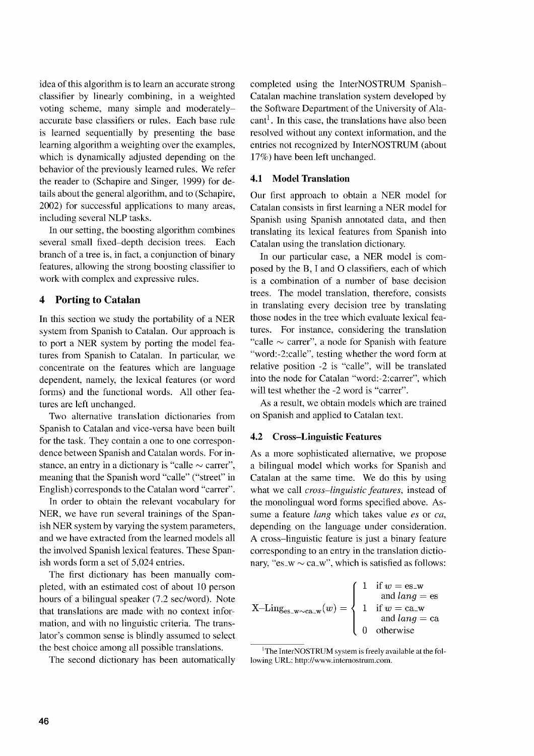idea of this algorithm is to learn an accurate strong classifier by linearly combining, in a weighted voting scheme, many simple and moderately–accurate base classifiers or rules. Each base rule is learned sequentially by presenting the base learning algorithm a weighting over the examples, which is dynamically adjusted depending on the behavior of the previously learned rules. We refer the reader to (Schapire and Singer, 1999) for details about the general algorithm, and to (Schapire, 2002) for successful applications to many areas, including several NLP tasks.

In our setting, the boosting algorithm combines several small fixed–depth decision trees. Each branch of a tree is, in fact, a conjunction of binary features, allowing the strong boosting classifier to work with complex and expressive rules.

## 4 Porting to Catalan

In this section we study the portability of a NER system from Spanish to Catalan. Our approach is to port a NER system by porting the model features from Spanish to Catalan. In particular, we concentrate on the features which are language dependent, namely, the lexical features (or word forms) and the functional words. All other features are left unchanged.

Two alternative translation dictionaries from Spanish to Catalan and vice-versa have been built for the task. They contain a one to one correspondence between Spanish and Catalan words. For instance, an entry in a dictionary is "calle ∼ carrer", meaning that the Spanish word "calle" ("street" in English) corresponds to the Catalan word "carrer".

In order to obtain the relevant vocabulary for NER, we have run several trainings of the Spanish NER system by varying the system parameters, and we have extracted from the learned models all the involved Spanish lexical features. These Spanish words form a set of 5,024 entries.

The first dictionary has been manually completed, with an estimated cost of about 10 person hours of a bilingual speaker (7.2 sec/word). Note that translations are made with no context information, and with no linguistic criteria. The translator's common sense is blindly assumed to select the best choice among all possible translations.

The second dictionary has been automatically completed using the InterNOSTRUM Spanish–Catalan machine translation system developed by the Software Department of the University of Alacant[1]. In this case, the translations have also been resolved without any context information, and the entries not recognized by InterNOSTRUM (about 17%) have been left unchanged.

### 4.1 Model Translation

Our first approach to obtain a NER model for Catalan consists in first learning a NER model for Spanish using Spanish annotated data, and then translating its lexical features from Spanish into Catalan using the translation dictionary.

In our particular case, a NER model is composed by the B, I and O classifiers, each of which is a combination of a number of base decision trees. The model translation, therefore, consists in translating every decision tree by translating those nodes in the tree which evaluate lexical features. For instance, considering the translation "calle ∼ carrer", a node for Spanish with feature "word:-2:calle", testing whether the word form at relative position -2 is "calle", will be translated into the node for Catalan "word:-2:carrer", which will test whether the -2 word is "carrer".

As a result, we obtain models which are trained on Spanish and applied to Catalan text.

### 4.2 Cross–Linguistic Features

As a more sophisticated alternative, we propose a bilingual model which works for Spanish and Catalan at the same time. We do this by using what we call *cross–linguistic features*, instead of the monolingual word forms specified above. Assume a feature *lang* which takes value *es* or *ca*, depending on the language under consideration. A cross–linguistic feature is just a binary feature corresponding to an entry in the translation dictionary, "es_w ∼ ca_w", which is satisfied as follows:

$$\text{X–Ling}_{\text{es\_w}\sim\text{ca\_w}}(w) = \begin{cases} 1 & \text{if } w = \text{es\_w} \\ & \quad \text{and } lang = \text{es} \\ 1 & \text{if } w = \text{ca\_w} \\ & \quad \text{and } lang = \text{ca} \\ 0 & \text{otherwise} \end{cases}$$

[1] The InterNOSTRUM system is freely available at the following URL: http://www.internostrum.com.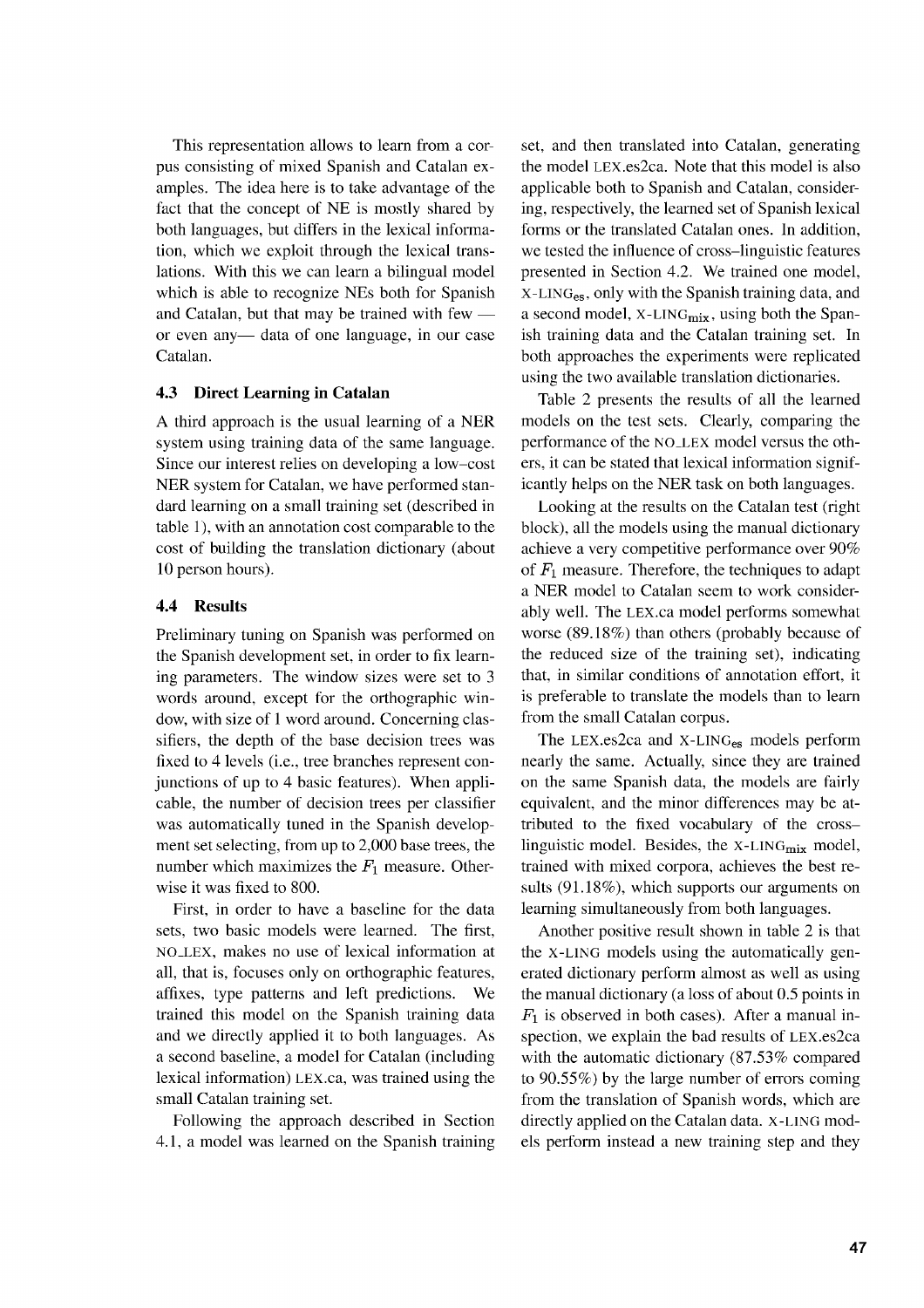This representation allows to learn from a corpus consisting of mixed Spanish and Catalan examples. The idea here is to take advantage of the fact that the concept of NE is mostly shared by both languages, but differs in the lexical information, which we exploit through the lexical translations. With this we can learn a bilingual model which is able to recognize NEs both for Spanish and Catalan, but that may be trained with few — or even any— data of one language, in our case Catalan.

### 4.3 Direct Learning in Catalan

A third approach is the usual learning of a NER system using training data of the same language. Since our interest relies on developing a low–cost NER system for Catalan, we have performed standard learning on a small training set (described in table 1), with an annotation cost comparable to the cost of building the translation dictionary (about 10 person hours).

### 4.4 Results

Preliminary tuning on Spanish was performed on the Spanish development set, in order to fix learning parameters. The window sizes were set to 3 words around, except for the orthographic window, with size of 1 word around. Concerning classifiers, the depth of the base decision trees was fixed to 4 levels (i.e., tree branches represent conjunctions of up to 4 basic features). When applicable, the number of decision trees per classifier was automatically tuned in the Spanish development set selecting, from up to 2,000 base trees, the number which maximizes the $F_1$ measure. Otherwise it was fixed to 800.

First, in order to have a baseline for the data sets, two basic models were learned. The first, NO_LEX, makes no use of lexical information at all, that is, focuses only on orthographic features, affixes, type patterns and left predictions. We trained this model on the Spanish training data and we directly applied it to both languages. As a second baseline, a model for Catalan (including lexical information) LEX.ca, was trained using the small Catalan training set.

Following the approach described in Section 4.1, a model was learned on the Spanish training set, and then translated into Catalan, generating the model LEX.es2ca. Note that this model is also applicable both to Spanish and Catalan, considering, respectively, the learned set of Spanish lexical forms or the translated Catalan ones. In addition, we tested the influence of cross–linguistic features presented in Section 4.2. We trained one model, X-LING$_{es}$, only with the Spanish training data, and a second model, X-LING$_{mix}$, using both the Spanish training data and the Catalan training set. In both approaches the experiments were replicated using the two available translation dictionaries.

Table 2 presents the results of all the learned models on the test sets. Clearly, comparing the performance of the NO_LEX model versus the others, it can be stated that lexical information significantly helps on the NER task on both languages.

Looking at the results on the Catalan test (right block), all the models using the manual dictionary achieve a very competitive performance over 90% of $F_1$ measure. Therefore, the techniques to adapt a NER model to Catalan seem to work considerably well. The LEX.ca model performs somewhat worse (89.18%) than others (probably because of the reduced size of the training set), indicating that, in similar conditions of annotation effort, it is preferable to translate the models than to learn from the small Catalan corpus.

The LEX.es2ca and X-LING$_{es}$ models perform nearly the same. Actually, since they are trained on the same Spanish data, the models are fairly equivalent, and the minor differences may be attributed to the fixed vocabulary of the cross–linguistic model. Besides, the X-LING$_{mix}$ model, trained with mixed corpora, achieves the best results (91.18%), which supports our arguments on learning simultaneously from both languages.

Another positive result shown in table 2 is that the X-LING models using the automatically generated dictionary perform almost as well as using the manual dictionary (a loss of about 0.5 points in $F_1$ is observed in both cases). After a manual inspection, we explain the bad results of LEX.es2ca with the automatic dictionary (87.53% compared to 90.55%) by the large number of errors coming from the translation of Spanish words, which are directly applied on the Catalan data. X-LING models perform instead a new training step and they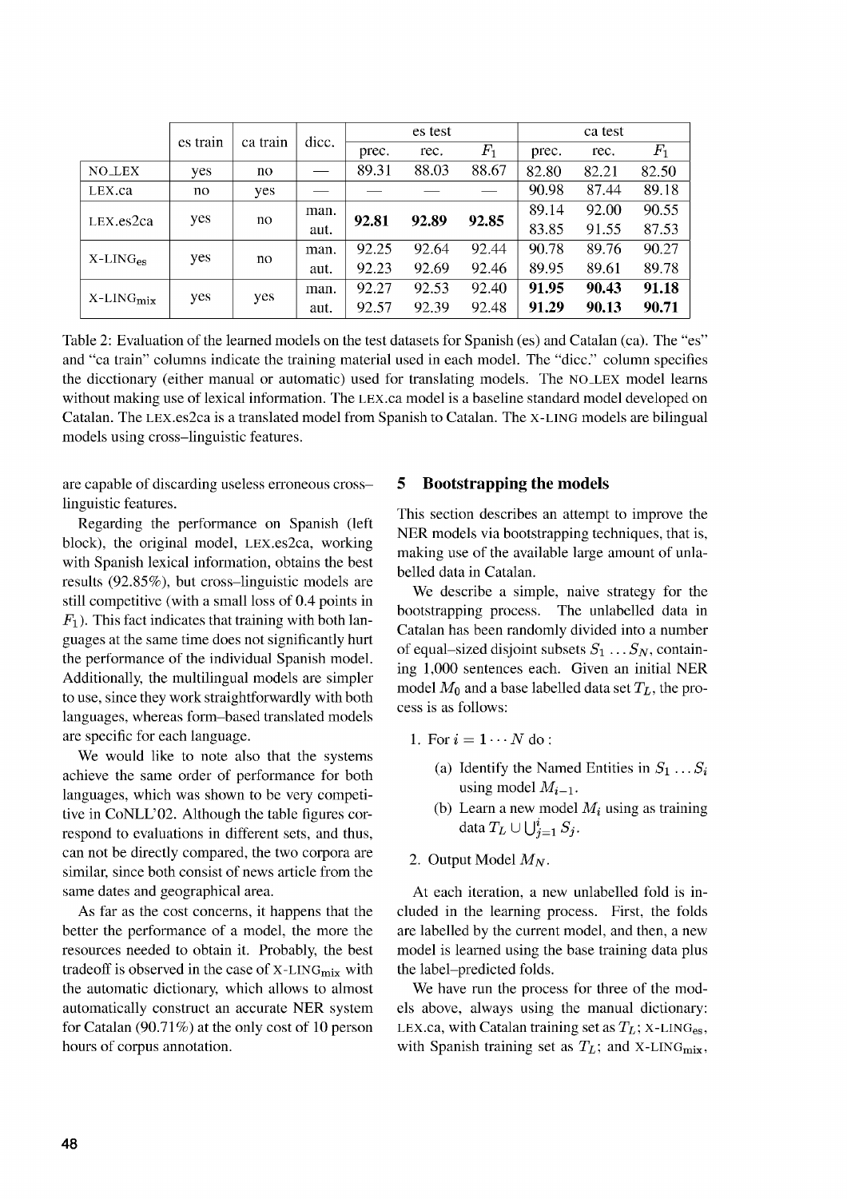| | es train | ca train | dicc. | es test | | | ca test | | |
|---|---|---|---|---|---|---|---|---|---|
| | | | | prec. | rec. | $F_1$ | prec. | rec. | $F_1$ |
| NO_LEX | yes | no | — | 89.31 | 88.03 | 88.67 | 82.80 | 82.21 | 82.50 |
| LEX.ca | no | yes | — | — | — | — | 90.98 | 87.44 | 89.18 |
| LEX.es2ca | yes | no | man. | **92.81** | **92.89** | **92.85** | 89.14 | 92.00 | 90.55 |
| | | | aut. | | | | 83.85 | 91.55 | 87.53 |
| X-LING$_{es}$ | yes | no | man. | 92.25 | 92.64 | 92.44 | 90.78 | 89.76 | 90.27 |
| | | | aut. | 92.23 | 92.69 | 92.46 | 89.95 | 89.61 | 89.78 |
| X-LING$_{mix}$ | yes | yes | man. | 92.27 | 92.53 | 92.40 | **91.95** | **90.43** | **91.18** |
| | | | aut. | 92.57 | 92.39 | 92.48 | **91.29** | **90.13** | **90.71** |

Table 2: Evaluation of the learned models on the test datasets for Spanish (es) and Catalan (ca). The "es" and "ca train" columns indicate the training material used in each model. The "dicc." column specifies the dicctionary (either manual or automatic) used for translating models. The NO_LEX model learns without making use of lexical information. The LEX.ca model is a baseline standard model developed on Catalan. The LEX.es2ca is a translated model from Spanish to Catalan. The X-LING models are bilingual models using cross–linguistic features.

are capable of discarding useless erroneous cross–linguistic features.

Regarding the performance on Spanish (left block), the original model, LEX.es2ca, working with Spanish lexical information, obtains the best results (92.85%), but cross–linguistic models are still competitive (with a small loss of 0.4 points in $F_1$). This fact indicates that training with both languages at the same time does not significantly hurt the performance of the individual Spanish model. Additionally, the multilingual models are simpler to use, since they work straightforwardly with both languages, whereas form–based translated models are specific for each language.

We would like to note also that the systems achieve the same order of performance for both languages, which was shown to be very competitive in CoNLL'02. Although the table figures correspond to evaluations in different sets, and thus, can not be directly compared, the two corpora are similar, since both consist of news article from the same dates and geographical area.

As far as the cost concerns, it happens that the better the performance of a model, the more the resources needed to obtain it. Probably, the best tradeoff is observed in the case of X-LING$_{mix}$ with the automatic dictionary, which allows to almost automatically construct an accurate NER system for Catalan (90.71%) at the only cost of 10 person hours of corpus annotation.

## 5 Bootstrapping the models

This section describes an attempt to improve the NER models via bootstrapping techniques, that is, making use of the available large amount of unlabelled data in Catalan.

We describe a simple, naive strategy for the bootstrapping process. The unlabelled data in Catalan has been randomly divided into a number of equal–sized disjoint subsets $S_1 \dots S_N$, containing 1,000 sentences each. Given an initial NER model $M_0$ and a base labelled data set $T_L$, the process is as follows:

1. For $i = 1 \cdots N$ do :
   (a) Identify the Named Entities in $S_1 \dots S_i$ using model $M_{i-1}$.
   (b) Learn a new model $M_i$ using as training data $T_L \cup \bigcup_{j=1}^{i} S_j$.
2. Output Model $M_N$.

At each iteration, a new unlabelled fold is included in the learning process. First, the folds are labelled by the current model, and then, a new model is learned using the base training data plus the label–predicted folds.

We have run the process for three of the models above, always using the manual dictionary: LEX.ca, with Catalan training set as $T_L$; X-LING$_{es}$, with Spanish training set as $T_L$; and X-LING$_{mix}$,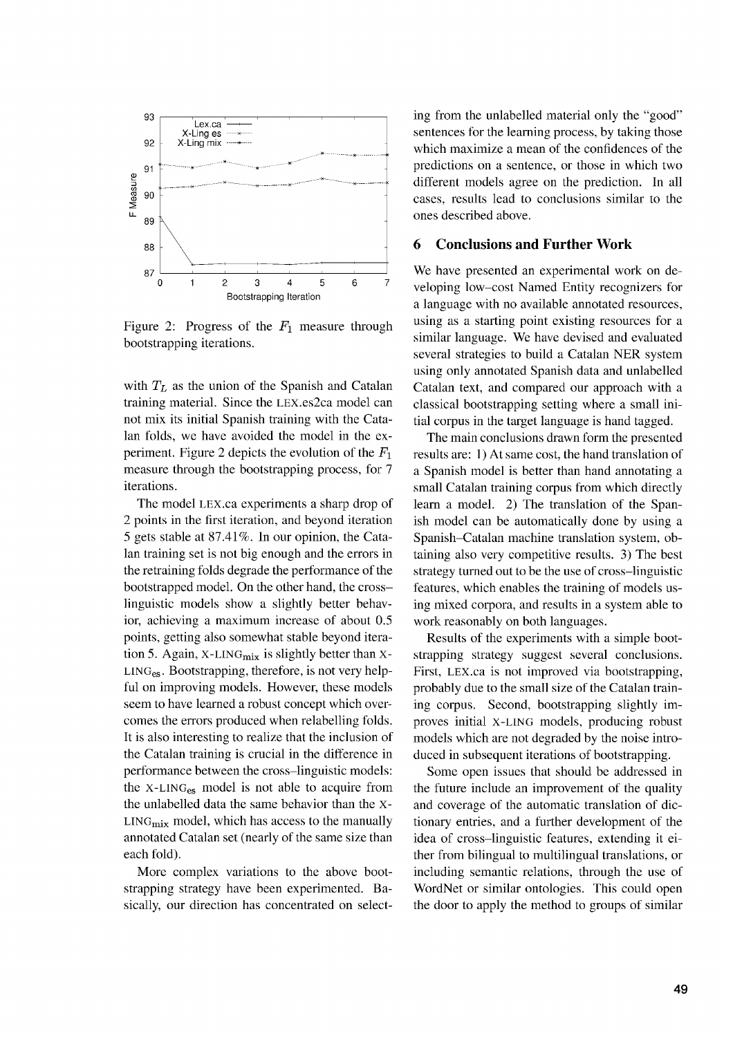Figure 2: Progress of the $F_1$ measure through bootstrapping iterations.

with $T_L$ as the union of the Spanish and Catalan training material. Since the LEX.es2ca model can not mix its initial Spanish training with the Catalan folds, we have avoided the model in the experiment. Figure 2 depicts the evolution of the $F_1$ measure through the bootstrapping process, for 7 iterations.

The model LEX.ca experiments a sharp drop of 2 points in the first iteration, and beyond iteration 5 gets stable at 87.41%. In our opinion, the Catalan training set is not big enough and the errors in the retraining folds degrade the performance of the bootstrapped model. On the other hand, the cross–linguistic models show a slightly better behavior, achieving a maximum increase of about 0.5 points, getting also somewhat stable beyond iteration 5. Again, X-LING$_{\text{mix}}$ is slightly better than X-LING$_{\text{es}}$. Bootstrapping, therefore, is not very helpful on improving models. However, these models seem to have learned a robust concept which overcomes the errors produced when relabelling folds. It is also interesting to realize that the inclusion of the Catalan training is crucial in the difference in performance between the cross–linguistic models: the X-LING$_{\text{es}}$ model is not able to acquire from the unlabelled data the same behavior than the X-LING$_{\text{mix}}$ model, which has access to the manually annotated Catalan set (nearly of the same size than each fold).

More complex variations to the above bootstrapping strategy have been experimented. Basically, our direction has concentrated on selecting from the unlabelled material only the "good" sentences for the learning process, by taking those which maximize a mean of the confidences of the predictions on a sentence, or those in which two different models agree on the prediction. In all cases, results lead to conclusions similar to the ones described above.

## 6 Conclusions and Further Work

We have presented an experimental work on developing low–cost Named Entity recognizers for a language with no available annotated resources, using as a starting point existing resources for a similar language. We have devised and evaluated several strategies to build a Catalan NER system using only annotated Spanish data and unlabelled Catalan text, and compared our approach with a classical bootstrapping setting where a small initial corpus in the target language is hand tagged.

The main conclusions drawn form the presented results are: 1) At same cost, the hand translation of a Spanish model is better than hand annotating a small Catalan training corpus from which directly learn a model. 2) The translation of the Spanish model can be automatically done by using a Spanish–Catalan machine translation system, obtaining also very competitive results. 3) The best strategy turned out to be the use of cross–linguistic features, which enables the training of models using mixed corpora, and results in a system able to work reasonably on both languages.

Results of the experiments with a simple bootstrapping strategy suggest several conclusions. First, LEX.ca is not improved via bootstrapping, probably due to the small size of the Catalan training corpus. Second, bootstrapping slightly improves initial X-LING models, producing robust models which are not degraded by the noise introduced in subsequent iterations of bootstrapping.

Some open issues that should be addressed in the future include an improvement of the quality and coverage of the automatic translation of dictionary entries, and a further development of the idea of cross–linguistic features, extending it either from bilingual to multilingual translations, or including semantic relations, through the use of WordNet or similar ontologies. This could open the door to apply the method to groups of similar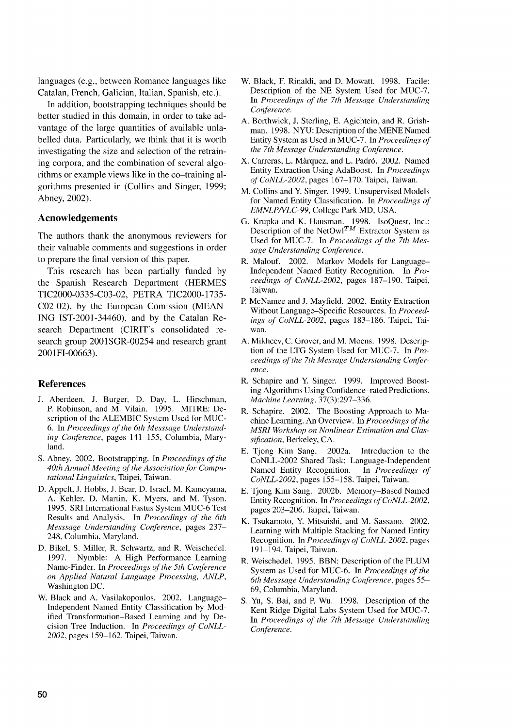languages (e.g., between Romance languages like Catalan, French, Galician, Italian, Spanish, etc.).

In addition, bootstrapping techniques should be better studied in this domain, in order to take advantage of the large quantities of available unlabelled data. Particularly, we think that it is worth investigating the size and selection of the retraining corpora, and the combination of several algorithms or example views like in the co–training algorithms presented in (Collins and Singer, 1999; Abney, 2002).

## Acnowledgements

The authors thank the anonymous reviewers for their valuable comments and suggestions in order to prepare the final version of this paper.

This research has been partially funded by the Spanish Research Department (HERMES TIC2000-0335-C03-02, PETRA TIC2000-1735-C02-02), by the European Comission (MEANING IST-2001-34460), and by the Catalan Research Department (CIRIT's consolidated research group 2001SGR-00254 and research grant 2001FI-00663).

## References

J. Aberdeen, J. Burger, D. Day, L. Hirschman, P. Robinson, and M. Vilain. 1995. MITRE: Description of the ALEMBIC System Used for MUC-6. In *Proceedings of the 6th Messsage Understanding Conference*, pages 141–155, Columbia, Maryland.

S. Abney. 2002. Bootstrapping. In *Proceedings of the 40th Annual Meeting of the Association for Computational Linguistics*, Taipei, Taiwan.

D. Appelt, J. Hobbs, J. Bear, D. Israel, M. Kameyama, A. Kehler, D. Martin, K. Myers, and M. Tyson. 1995. SRI International Fastus System MUC-6 Test Results and Analysis. In *Proceedings of the 6th Messsage Understanding Conference*, pages 237–248, Columbia, Maryland.

D. Bikel, S. Miller, R. Schwartz, and R. Weischedel. 1997. Nymble: A High Performance Learning Name-Finder. In *Proceedings of the 5th Conference on Applied Natural Language Processing, ANLP*, Washington DC.

W. Black and A. Vasilakopoulos. 2002. Language–Independent Named Entity Classification by Modified Transformation–Based Learning and by Decision Tree Induction. In *Proceedings of CoNLL-2002*, pages 159–162. Taipei, Taiwan.

W. Black, F. Rinaldi, and D. Mowatt. 1998. Facile: Description of the NE System Used for MUC-7. In *Proceedings of the 7th Message Understanding Conference*.

A. Borthwick, J. Sterling, E. Agichtein, and R. Grishman. 1998. NYU: Description of the MENE Named Entity System as Used in MUC-7. In *Proceedings of the 7th Message Understanding Conference*.

X. Carreras, L. Màrquez, and L. Padró. 2002. Named Entity Extraction Using AdaBoost. In *Proceedings of CoNLL-2002*, pages 167–170. Taipei, Taiwan.

M. Collins and Y. Singer. 1999. Unsupervised Models for Named Entity Classification. In *Proceedings of EMNLP/VLC-99*, College Park MD, USA.

G. Krupka and K. Hausman. 1998. IsoQuest, Inc.: Description of the NetOwl$^{TM}$ Extractor System as Used for MUC-7. In *Proceedings of the 7th Message Understanding Conference*.

R. Malouf. 2002. Markov Models for Language–Independent Named Entity Recognition. In *Proceedings of CoNLL-2002*, pages 187–190. Taipei, Taiwan.

P. McNamee and J. Mayfield. 2002. Entity Extraction Without Language–Specific Resources. In *Proceedings of CoNLL-2002*, pages 183–186. Taipei, Taiwan.

A. Mikheev, C. Grover, and M. Moens. 1998. Description of the LTG System Used for MUC-7. In *Proceedings of the 7th Message Understanding Conference*.

R. Schapire and Y. Singer. 1999. Improved Boosting Algorithms Using Confidence–rated Predictions. *Machine Learning*, 37(3):297–336.

R. Schapire. 2002. The Boosting Approach to Machine Learning. An Overview. In *Proceedings of the MSRI Workshop on Nonlinear Estimation and Classification*, Berkeley, CA.

E. Tjong Kim Sang. 2002a. Introduction to the CoNLL-2002 Shared Task: Language-Independent Named Entity Recognition. In *Proceedings of CoNLL-2002*, pages 155–158. Taipei, Taiwan.

E. Tjong Kim Sang. 2002b. Memory–Based Named Entity Recognition. In *Proceedings of CoNLL-2002*, pages 203–206. Taipei, Taiwan.

K. Tsukamoto, Y. Mitsuishi, and M. Sassano. 2002. Learning with Multiple Stacking for Named Entity Recognition. In *Proceedings of CoNLL-2002*, pages 191–194. Taipei, Taiwan.

R. Weischedel. 1995. BBN: Description of the PLUM System as Used for MUC-6. In *Proceedings of the 6th Messsage Understanding Conference*, pages 55–69, Columbia, Maryland.

S. Yu, S. Bai, and P. Wu. 1998. Description of the Kent Ridge Digital Labs System Used for MUC-7. In *Proceedings of the 7th Message Understanding Conference*.